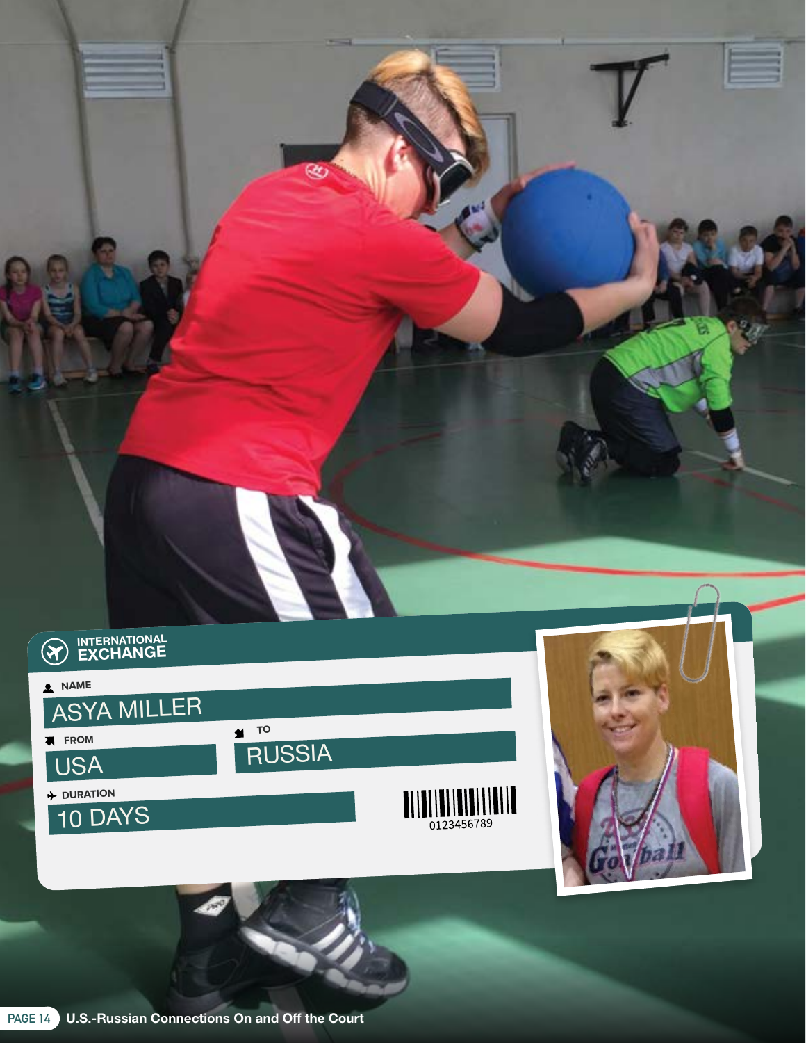INTERNATIONAL EXCHANGE

NAME
ASYA MILLER

FROM
USA

TO
RUSSIA

DURATION
10 DAYS

0123456789

U.S.-Russian Connections On and Off the Court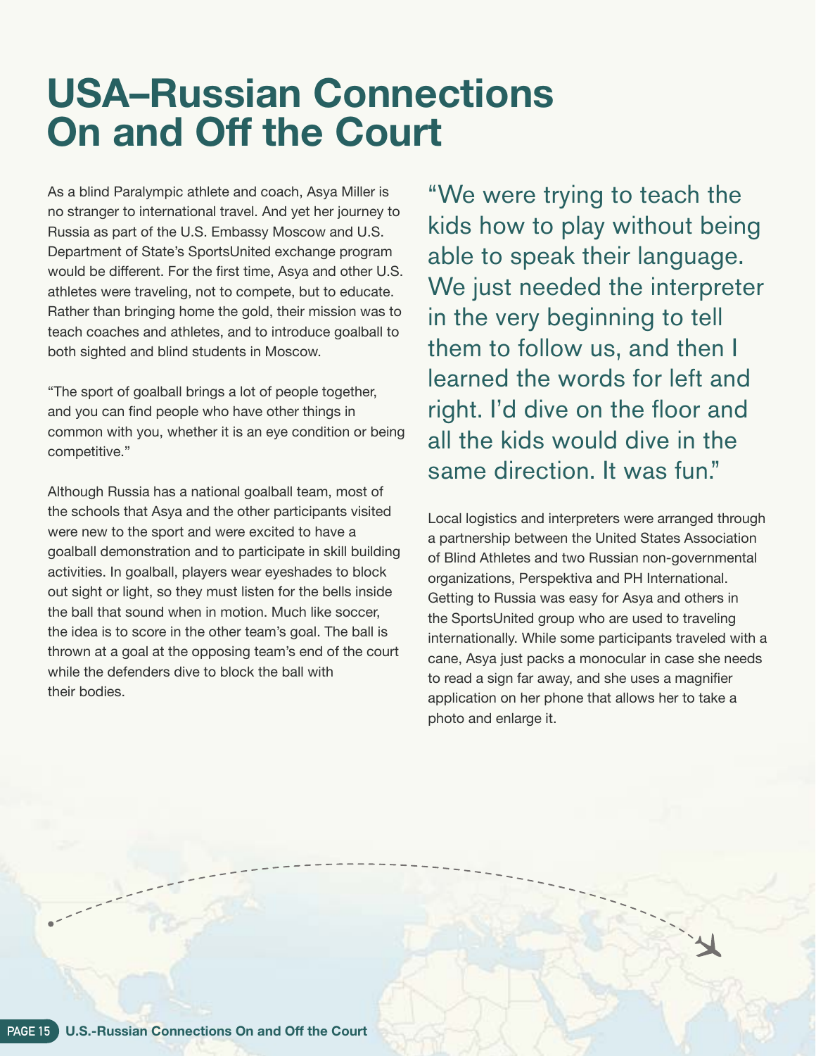# USA–Russian Connections On and Off the Court

As a blind Paralympic athlete and coach, Asya Miller is no stranger to international travel. And yet her journey to Russia as part of the U.S. Embassy Moscow and U.S. Department of State's SportsUnited exchange program would be different. For the first time, Asya and other U.S. athletes were traveling, not to compete, but to educate. Rather than bringing home the gold, their mission was to teach coaches and athletes, and to introduce goalball to both sighted and blind students in Moscow.

"The sport of goalball brings a lot of people together, and you can find people who have other things in common with you, whether it is an eye condition or being competitive."

Although Russia has a national goalball team, most of the schools that Asya and the other participants visited were new to the sport and were excited to have a goalball demonstration and to participate in skill building activities. In goalball, players wear eyeshades to block out sight or light, so they must listen for the bells inside the ball that sound when in motion. Much like soccer, the idea is to score in the other team's goal. The ball is thrown at a goal at the opposing team's end of the court while the defenders dive to block the ball with their bodies.

> "We were trying to teach the kids how to play without being able to speak their language. We just needed the interpreter in the very beginning to tell them to follow us, and then I learned the words for left and right. I'd dive on the floor and all the kids would dive in the same direction. It was fun."

Local logistics and interpreters were arranged through a partnership between the United States Association of Blind Athletes and two Russian non-governmental organizations, Perspektiva and PH International. Getting to Russia was easy for Asya and others in the SportsUnited group who are used to traveling internationally. While some participants traveled with a cane, Asya just packs a monocular in case she needs to read a sign far away, and she uses a magnifier application on her phone that allows her to take a photo and enlarge it.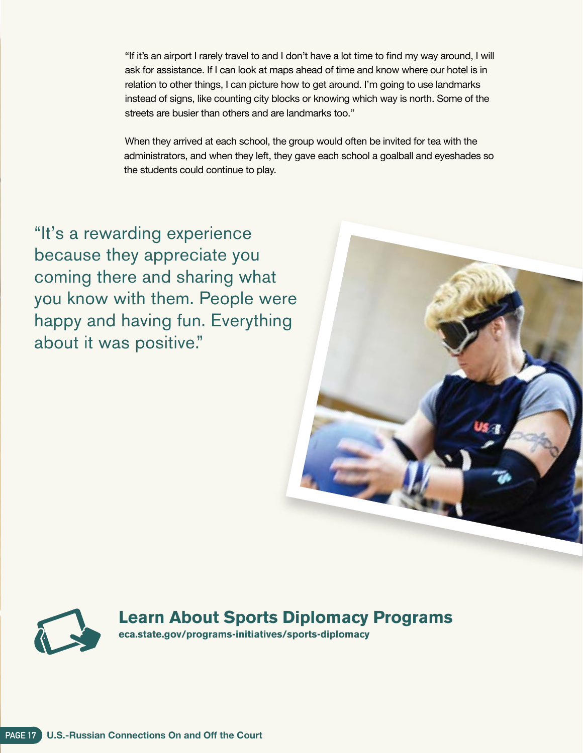"If it's an airport I rarely travel to and I don't have a lot time to find my way around, I will ask for assistance. If I can look at maps ahead of time and know where our hotel is in relation to other things, I can picture how to get around. I'm going to use landmarks instead of signs, like counting city blocks or knowing which way is north. Some of the streets are busier than others and are landmarks too."

When they arrived at each school, the group would often be invited for tea with the administrators, and when they left, they gave each school a goalball and eyeshades so the students could continue to play.

"It's a rewarding experience because they appreciate you coming there and sharing what you know with them. People were happy and having fun. Everything about it was positive."

## Learn About Sports Diplomacy Programs

**eca.state.gov/programs-initiatives/sports-diplomacy**